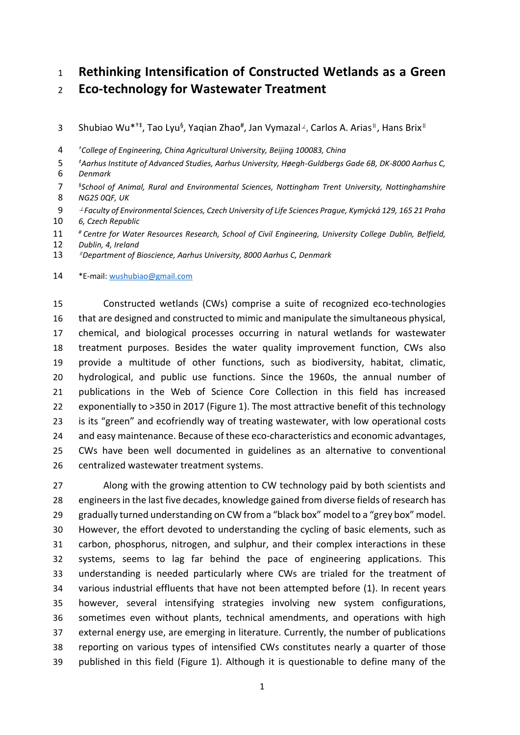# Rethinking Intensification of Constructed Wetlands as a Green Eco-technology for Wastewater Treatment

Shubiao Wu*[†‡], Tao Lyu[§], Yaqian Zhao[#], Jan Vymazal[⊥], Carlos A. Arias[‖], Hans Brix[‖]

[†] *College of Engineering, China Agricultural University, Beijing 100083, China*

[‡] *Aarhus Institute of Advanced Studies, Aarhus University, Høegh-Guldbergs Gade 6B, DK-8000 Aarhus C, Denmark*

[§] *School of Animal, Rural and Environmental Sciences, Nottingham Trent University, Nottinghamshire NG25 0QF, UK*

[⊥] *Faculty of Environmental Sciences, Czech University of Life Sciences Prague, Kymýcká 129, 165 21 Praha 6, Czech Republic*

[#] *Centre for Water Resources Research, School of Civil Engineering, University College Dublin, Belfield, Dublin, 4, Ireland*

[‖] *Department of Bioscience, Aarhus University, 8000 Aarhus C, Denmark*

*E-mail: wushubiao@gmail.com

Constructed wetlands (CWs) comprise a suite of recognized eco-technologies that are designed and constructed to mimic and manipulate the simultaneous physical, chemical, and biological processes occurring in natural wetlands for wastewater treatment purposes. Besides the water quality improvement function, CWs also provide a multitude of other functions, such as biodiversity, habitat, climatic, hydrological, and public use functions. Since the 1960s, the annual number of publications in the Web of Science Core Collection in this field has increased exponentially to >350 in 2017 (Figure 1). The most attractive benefit of this technology is its "green" and ecofriendly way of treating wastewater, with low operational costs and easy maintenance. Because of these eco-characteristics and economic advantages, CWs have been well documented in guidelines as an alternative to conventional centralized wastewater treatment systems.

Along with the growing attention to CW technology paid by both scientists and engineers in the last five decades, knowledge gained from diverse fields of research has gradually turned understanding on CW from a "black box" model to a "grey box" model. However, the effort devoted to understanding the cycling of basic elements, such as carbon, phosphorus, nitrogen, and sulphur, and their complex interactions in these systems, seems to lag far behind the pace of engineering applications. This understanding is needed particularly where CWs are trialed for the treatment of various industrial effluents that have not been attempted before (1). In recent years however, several intensifying strategies involving new system configurations, sometimes even without plants, technical amendments, and operations with high external energy use, are emerging in literature. Currently, the number of publications reporting on various types of intensified CWs constitutes nearly a quarter of those published in this field (Figure 1). Although it is questionable to define many of the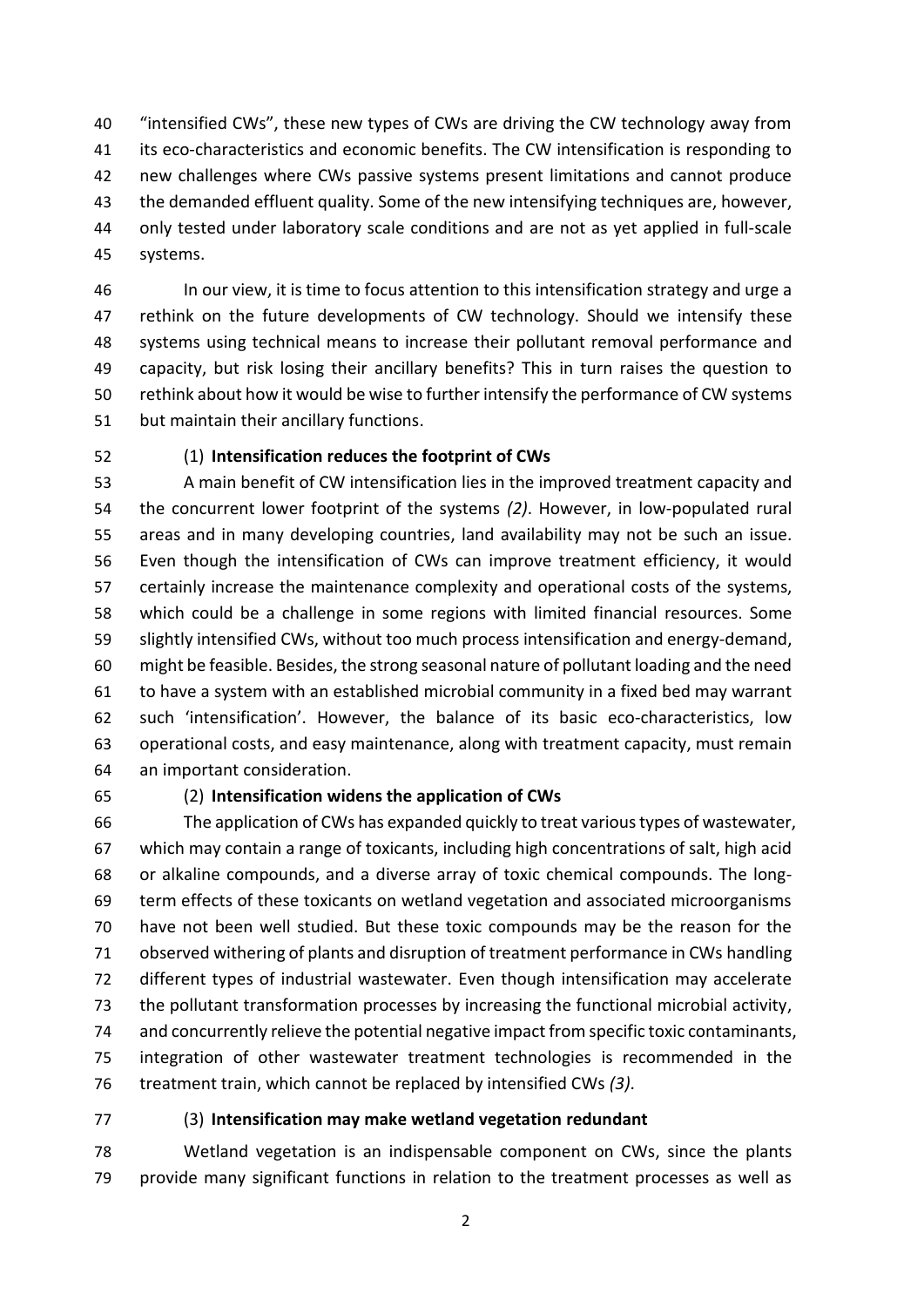"intensified CWs", these new types of CWs are driving the CW technology away from its eco-characteristics and economic benefits. The CW intensification is responding to new challenges where CWs passive systems present limitations and cannot produce the demanded effluent quality. Some of the new intensifying techniques are, however, only tested under laboratory scale conditions and are not as yet applied in full-scale systems.

In our view, it is time to focus attention to this intensification strategy and urge a rethink on the future developments of CW technology. Should we intensify these systems using technical means to increase their pollutant removal performance and capacity, but risk losing their ancillary benefits? This in turn raises the question to rethink about how it would be wise to further intensify the performance of CW systems but maintain their ancillary functions.

(1) **Intensification reduces the footprint of CWs**

A main benefit of CW intensification lies in the improved treatment capacity and the concurrent lower footprint of the systems *(2)*. However, in low-populated rural areas and in many developing countries, land availability may not be such an issue. Even though the intensification of CWs can improve treatment efficiency, it would certainly increase the maintenance complexity and operational costs of the systems, which could be a challenge in some regions with limited financial resources. Some slightly intensified CWs, without too much process intensification and energy-demand, might be feasible. Besides, the strong seasonal nature of pollutant loading and the need to have a system with an established microbial community in a fixed bed may warrant such 'intensification'. However, the balance of its basic eco-characteristics, low operational costs, and easy maintenance, along with treatment capacity, must remain an important consideration.

(2) **Intensification widens the application of CWs**

The application of CWs has expanded quickly to treat various types of wastewater, which may contain a range of toxicants, including high concentrations of salt, high acid or alkaline compounds, and a diverse array of toxic chemical compounds. The long-term effects of these toxicants on wetland vegetation and associated microorganisms have not been well studied. But these toxic compounds may be the reason for the observed withering of plants and disruption of treatment performance in CWs handling different types of industrial wastewater. Even though intensification may accelerate the pollutant transformation processes by increasing the functional microbial activity, and concurrently relieve the potential negative impact from specific toxic contaminants, integration of other wastewater treatment technologies is recommended in the treatment train, which cannot be replaced by intensified CWs *(3)*.

(3) **Intensification may make wetland vegetation redundant**

Wetland vegetation is an indispensable component on CWs, since the plants provide many significant functions in relation to the treatment processes as well as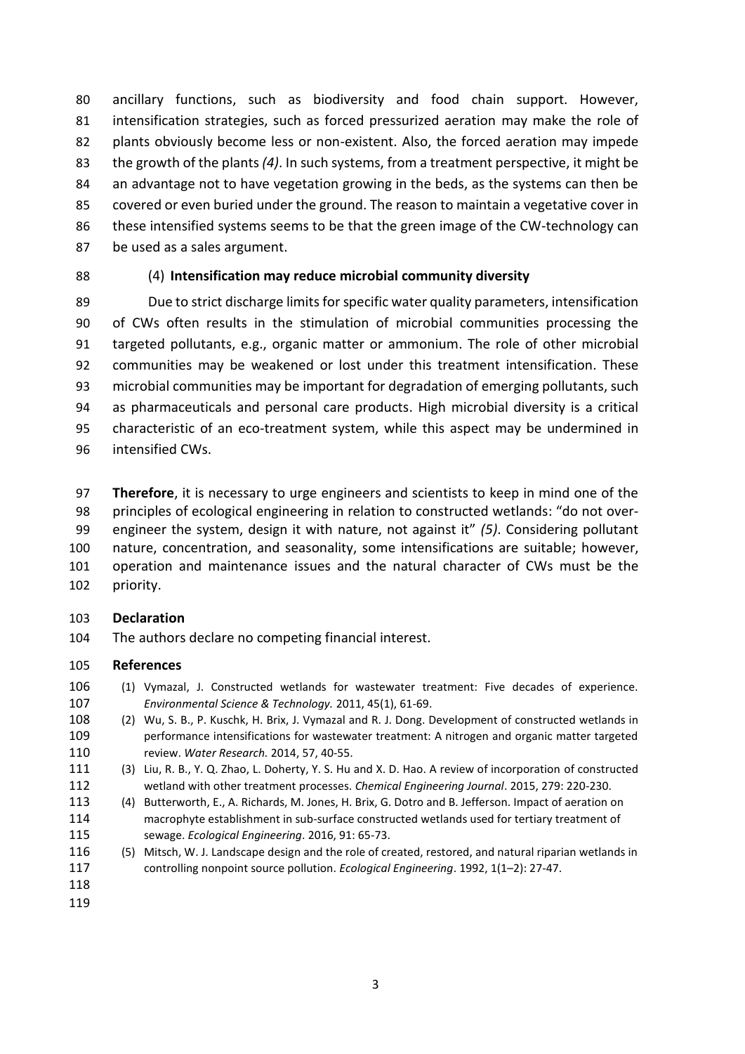ancillary functions, such as biodiversity and food chain support. However, intensification strategies, such as forced pressurized aeration may make the role of plants obviously become less or non-existent. Also, the forced aeration may impede the growth of the plants *(4)*. In such systems, from a treatment perspective, it might be an advantage not to have vegetation growing in the beds, as the systems can then be covered or even buried under the ground. The reason to maintain a vegetative cover in these intensified systems seems to be that the green image of the CW-technology can be used as a sales argument.

(4) **Intensification may reduce microbial community diversity**

Due to strict discharge limits for specific water quality parameters, intensification of CWs often results in the stimulation of microbial communities processing the targeted pollutants, e.g., organic matter or ammonium. The role of other microbial communities may be weakened or lost under this treatment intensification. These microbial communities may be important for degradation of emerging pollutants, such as pharmaceuticals and personal care products. High microbial diversity is a critical characteristic of an eco-treatment system, while this aspect may be undermined in intensified CWs.

**Therefore**, it is necessary to urge engineers and scientists to keep in mind one of the principles of ecological engineering in relation to constructed wetlands: "do not over-engineer the system, design it with nature, not against it" *(5)*. Considering pollutant nature, concentration, and seasonality, some intensifications are suitable; however, operation and maintenance issues and the natural character of CWs must be the priority.

**Declaration**

The authors declare no competing financial interest.

**References**

(1) Vymazal, J. Constructed wetlands for wastewater treatment: Five decades of experience. *Environmental Science & Technology.* 2011, 45(1), 61-69.

(2) Wu, S. B., P. Kuschk, H. Brix, J. Vymazal and R. J. Dong. Development of constructed wetlands in performance intensifications for wastewater treatment: A nitrogen and organic matter targeted review. *Water Research.* 2014, 57, 40-55.

(3) Liu, R. B., Y. Q. Zhao, L. Doherty, Y. S. Hu and X. D. Hao. A review of incorporation of constructed wetland with other treatment processes. *Chemical Engineering Journal*. 2015, 279: 220-230.

(4) Butterworth, E., A. Richards, M. Jones, H. Brix, G. Dotro and B. Jefferson. Impact of aeration on macrophyte establishment in sub-surface constructed wetlands used for tertiary treatment of sewage. *Ecological Engineering*. 2016, 91: 65-73.

(5) Mitsch, W. J. Landscape design and the role of created, restored, and natural riparian wetlands in controlling nonpoint source pollution. *Ecological Engineering*. 1992, 1(1–2): 27-47.